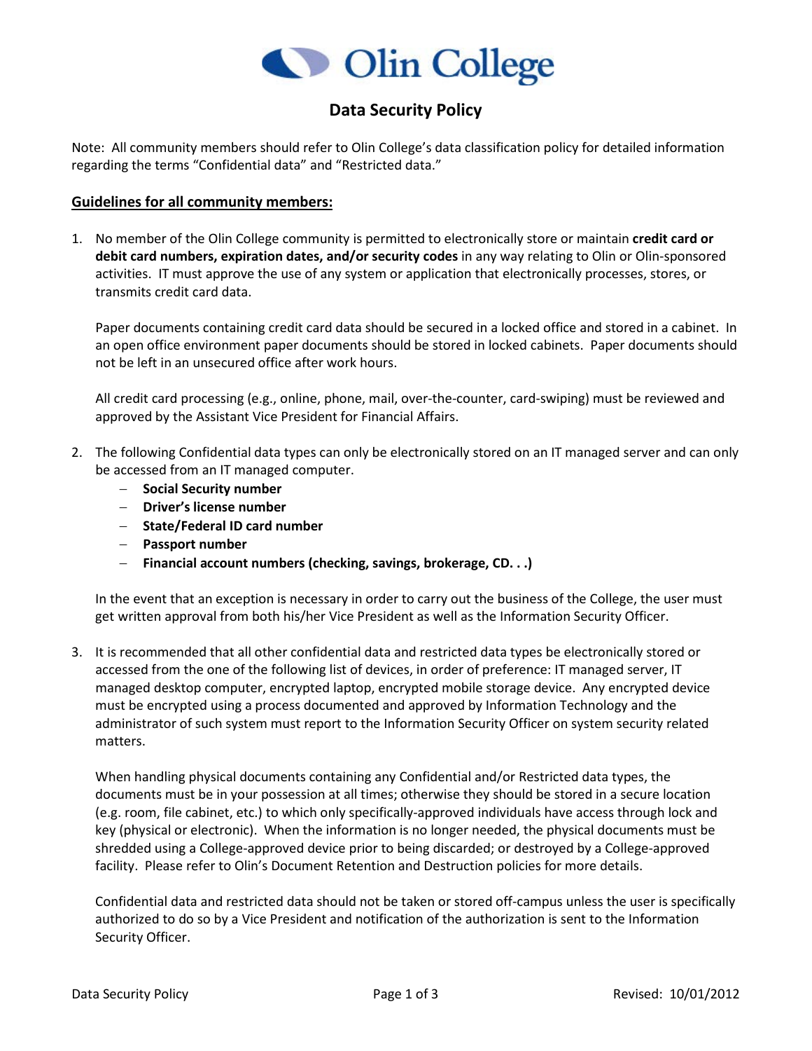# Olin College

## Data Security Policy

Note: All community members should refer to Olin College's data classification policy for detailed information regarding the terms "Confidential data" and "Restricted data."

### Guidelines for all community members:

1. No member of the Olin College community is permitted to electronically store or maintain **credit card or debit card numbers, expiration dates, and/or security codes** in any way relating to Olin or Olin-sponsored activities. IT must approve the use of any system or application that electronically processes, stores, or transmits credit card data.

   Paper documents containing credit card data should be secured in a locked office and stored in a cabinet. In an open office environment paper documents should be stored in locked cabinets. Paper documents should not be left in an unsecured office after work hours.

   All credit card processing (e.g., online, phone, mail, over-the-counter, card-swiping) must be reviewed and approved by the Assistant Vice President for Financial Affairs.

2. The following Confidential data types can only be electronically stored on an IT managed server and can only be accessed from an IT managed computer.
   - **Social Security number**
   - **Driver's license number**
   - **State/Federal ID card number**
   - **Passport number**
   - **Financial account numbers (checking, savings, brokerage, CD. . .)**

   In the event that an exception is necessary in order to carry out the business of the College, the user must get written approval from both his/her Vice President as well as the Information Security Officer.

3. It is recommended that all other confidential data and restricted data types be electronically stored or accessed from the one of the following list of devices, in order of preference: IT managed server, IT managed desktop computer, encrypted laptop, encrypted mobile storage device. Any encrypted device must be encrypted using a process documented and approved by Information Technology and the administrator of such system must report to the Information Security Officer on system security related matters.

   When handling physical documents containing any Confidential and/or Restricted data types, the documents must be in your possession at all times; otherwise they should be stored in a secure location (e.g. room, file cabinet, etc.) to which only specifically-approved individuals have access through lock and key (physical or electronic). When the information is no longer needed, the physical documents must be shredded using a College-approved device prior to being discarded; or destroyed by a College-approved facility. Please refer to Olin's Document Retention and Destruction policies for more details.

   Confidential data and restricted data should not be taken or stored off-campus unless the user is specifically authorized to do so by a Vice President and notification of the authorization is sent to the Information Security Officer.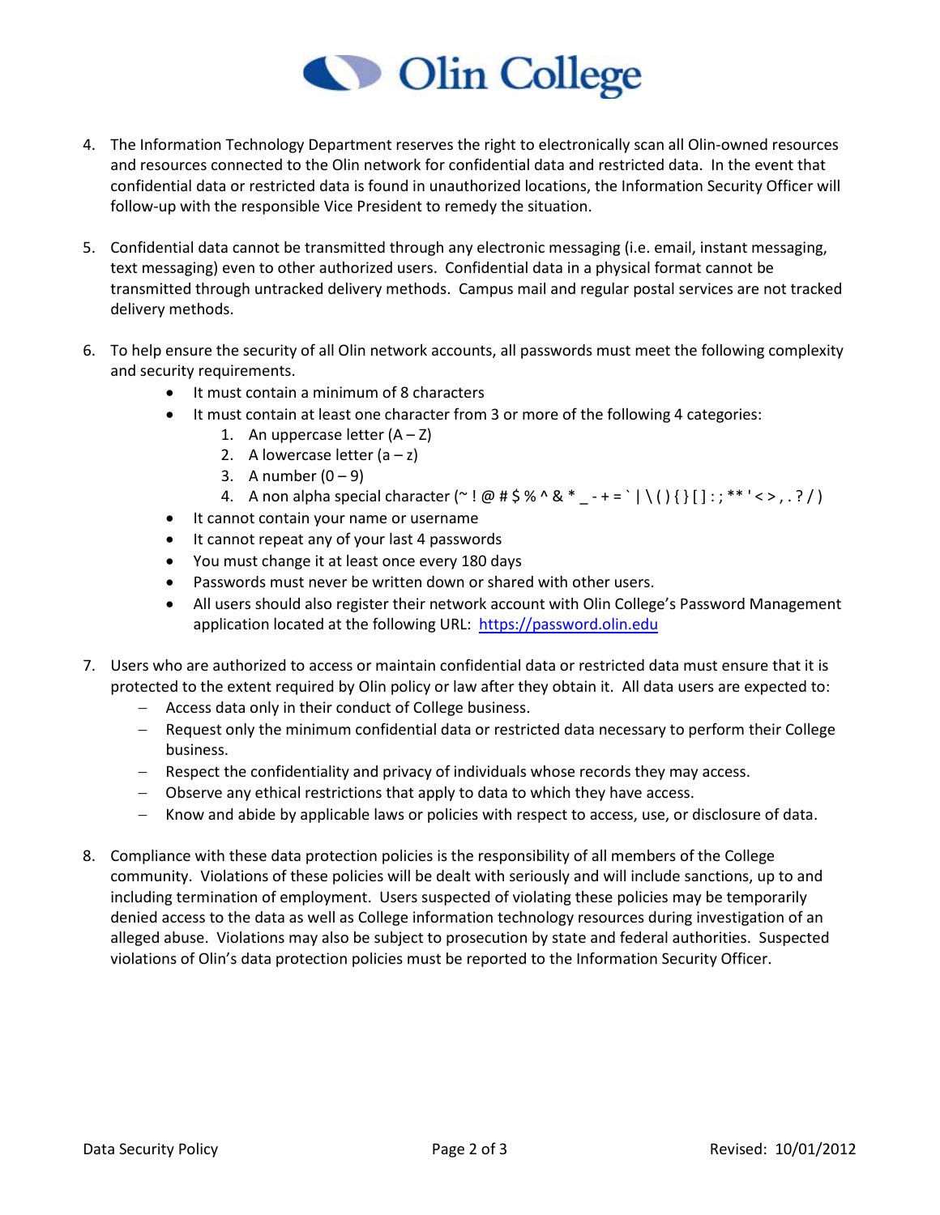4. The Information Technology Department reserves the right to electronically scan all Olin-owned resources and resources connected to the Olin network for confidential data and restricted data. In the event that confidential data or restricted data is found in unauthorized locations, the Information Security Officer will follow-up with the responsible Vice President to remedy the situation.

5. Confidential data cannot be transmitted through any electronic messaging (i.e. email, instant messaging, text messaging) even to other authorized users. Confidential data in a physical format cannot be transmitted through untracked delivery methods. Campus mail and regular postal services are not tracked delivery methods.

6. To help ensure the security of all Olin network accounts, all passwords must meet the following complexity and security requirements.
   - It must contain a minimum of 8 characters
   - It must contain at least one character from 3 or more of the following 4 categories:
     1. An uppercase letter (A – Z)
     2. A lowercase letter (a – z)
     3. A number (0 – 9)
     4. A non alpha special character (~ ! @ # $ % ^ & * _ - + = ` | \ ( ) { } [ ] : ; ** ' < > , . ? / )
   - It cannot contain your name or username
   - It cannot repeat any of your last 4 passwords
   - You must change it at least once every 180 days
   - Passwords must never be written down or shared with other users.
   - All users should also register their network account with Olin College's Password Management application located at the following URL: [https://password.olin.edu](https://password.olin.edu)

7. Users who are authorized to access or maintain confidential data or restricted data must ensure that it is protected to the extent required by Olin policy or law after they obtain it. All data users are expected to:
   - Access data only in their conduct of College business.
   - Request only the minimum confidential data or restricted data necessary to perform their College business.
   - Respect the confidentiality and privacy of individuals whose records they may access.
   - Observe any ethical restrictions that apply to data to which they have access.
   - Know and abide by applicable laws or policies with respect to access, use, or disclosure of data.

8. Compliance with these data protection policies is the responsibility of all members of the College community. Violations of these policies will be dealt with seriously and will include sanctions, up to and including termination of employment. Users suspected of violating these policies may be temporarily denied access to the data as well as College information technology resources during investigation of an alleged abuse. Violations may also be subject to prosecution by state and federal authorities. Suspected violations of Olin's data protection policies must be reported to the Information Security Officer.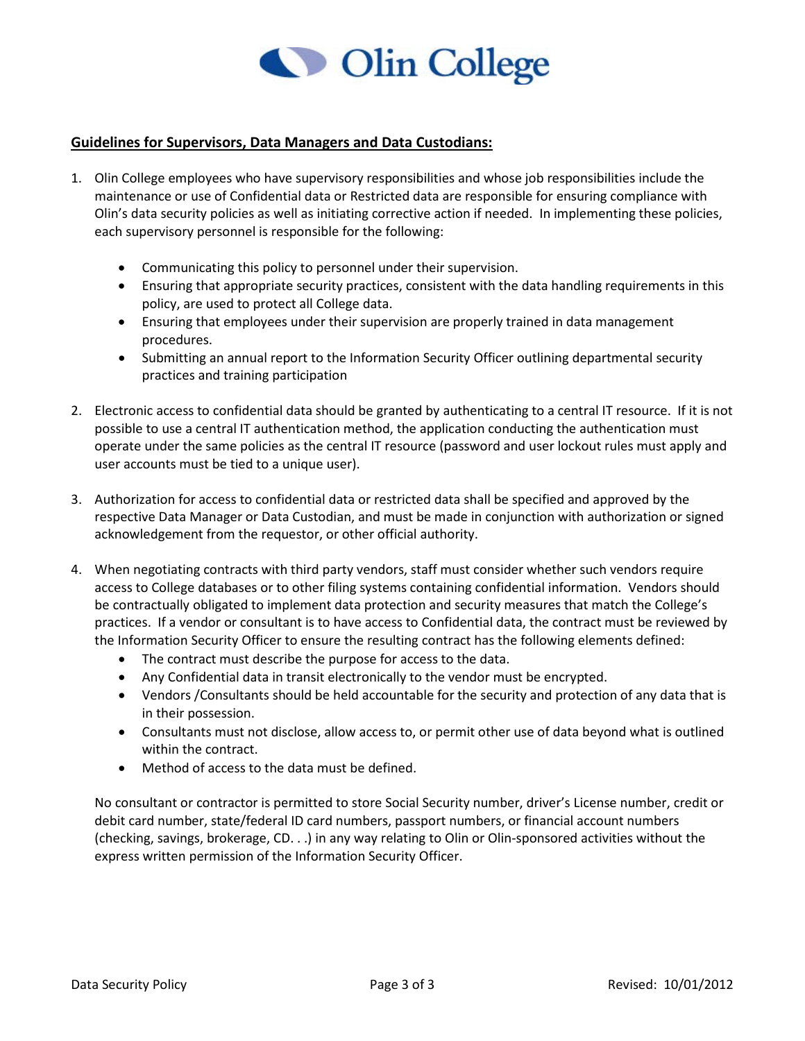**Olin College**

## **Guidelines for Supervisors, Data Managers and Data Custodians:**

1. Olin College employees who have supervisory responsibilities and whose job responsibilities include the maintenance or use of Confidential data or Restricted data are responsible for ensuring compliance with Olin's data security policies as well as initiating corrective action if needed. In implementing these policies, each supervisory personnel is responsible for the following:

   - Communicating this policy to personnel under their supervision.
   - Ensuring that appropriate security practices, consistent with the data handling requirements in this policy, are used to protect all College data.
   - Ensuring that employees under their supervision are properly trained in data management procedures.
   - Submitting an annual report to the Information Security Officer outlining departmental security practices and training participation

2. Electronic access to confidential data should be granted by authenticating to a central IT resource. If it is not possible to use a central IT authentication method, the application conducting the authentication must operate under the same policies as the central IT resource (password and user lockout rules must apply and user accounts must be tied to a unique user).

3. Authorization for access to confidential data or restricted data shall be specified and approved by the respective Data Manager or Data Custodian, and must be made in conjunction with authorization or signed acknowledgement from the requestor, or other official authority.

4. When negotiating contracts with third party vendors, staff must consider whether such vendors require access to College databases or to other filing systems containing confidential information. Vendors should be contractually obligated to implement data protection and security measures that match the College's practices. If a vendor or consultant is to have access to Confidential data, the contract must be reviewed by the Information Security Officer to ensure the resulting contract has the following elements defined:
   - The contract must describe the purpose for access to the data.
   - Any Confidential data in transit electronically to the vendor must be encrypted.
   - Vendors /Consultants should be held accountable for the security and protection of any data that is in their possession.
   - Consultants must not disclose, allow access to, or permit other use of data beyond what is outlined within the contract.
   - Method of access to the data must be defined.

   No consultant or contractor is permitted to store Social Security number, driver's License number, credit or debit card number, state/federal ID card numbers, passport numbers, or financial account numbers (checking, savings, brokerage, CD. . .) in any way relating to Olin or Olin-sponsored activities without the express written permission of the Information Security Officer.